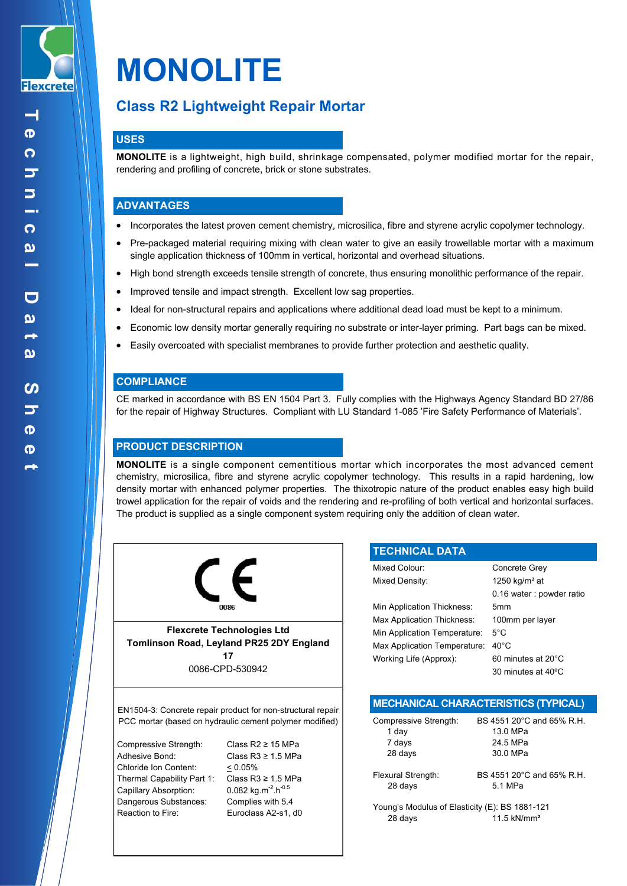# MONOLITE

## Class R2 Lightweight Repair Mortar

### USES

**MONOLITE** is a lightweight, high build, shrinkage compensated, polymer modified mortar for the repair, rendering and profiling of concrete, brick or stone substrates.

### ADVANTAGES

- Incorporates the latest proven cement chemistry, microsilica, fibre and styrene acrylic copolymer technology.
- Pre-packaged material requiring mixing with clean water to give an easily trowellable mortar with a maximum single application thickness of 100mm in vertical, horizontal and overhead situations.
- High bond strength exceeds tensile strength of concrete, thus ensuring monolithic performance of the repair.
- Improved tensile and impact strength. Excellent low sag properties.
- Ideal for non-structural repairs and applications where additional dead load must be kept to a minimum.
- Economic low density mortar generally requiring no substrate or inter-layer priming. Part bags can be mixed.
- Easily overcoated with specialist membranes to provide further protection and aesthetic quality.

### COMPLIANCE

CE marked in accordance with BS EN 1504 Part 3. Fully complies with the Highways Agency Standard BD 27/86 for the repair of Highway Structures. Compliant with LU Standard 1-085 'Fire Safety Performance of Materials'.

### PRODUCT DESCRIPTION

**MONOLITE** is a single component cementitious mortar which incorporates the most advanced cement chemistry, microsilica, fibre and styrene acrylic copolymer technology. This results in a rapid hardening, low density mortar with enhanced polymer properties. The thixotropic nature of the product enables easy high build trowel application for the repair of voids and the rendering and re-profiling of both vertical and horizontal surfaces. The product is supplied as a single component system requiring only the addition of clean water.

CE

0086

**Flexcrete Technologies Ltd**
**Tomlinson Road, Leyland PR25 2DY England**
**17**
0086-CPD-530942

EN1504-3: Concrete repair product for non-structural repair PCC mortar (based on hydraulic cement polymer modified)

| | |
|---|---|
| Compressive Strength: | Class R2 ≥ 15 MPa |
| Adhesive Bond: | Class R3 ≥ 1.5 MPa |
| Chloride Ion Content: | ≤ 0.05% |
| Thermal Capability Part 1: | Class R3 ≥ 1.5 MPa |
| Capillary Absorption: | 0.082 $kg.m^{-2}.h^{-0.5}$ |
| Dangerous Substances: | Complies with 5.4 |
| Reaction to Fire: | Euroclass A2-s1, d0 |

### TECHNICAL DATA

| | |
|---|---|
| Mixed Colour: | Concrete Grey |
| Mixed Density: | 1250 kg/m³ at 0.16 water : powder ratio |
| Min Application Thickness: | 5mm |
| Max Application Thickness: | 100mm per layer |
| Min Application Temperature: | 5°C |
| Max Application Temperature: | 40°C |
| Working Life (Approx): | 60 minutes at 20°C<br>30 minutes at 40ºC |

### MECHANICAL CHARACTERISTICS (TYPICAL)

| | |
|---|---|
| Compressive Strength: | BS 4551 20°C and 65% R.H. |
| 1 day | 13.0 MPa |
| 7 days | 24.5 MPa |
| 28 days | 30.0 MPa |
| Flexural Strength: | BS 4551 20°C and 65% R.H. |
| 28 days | 5.1 MPa |
| Young's Modulus of Elasticity (E): BS 1881-121 | |
| 28 days | 11.5 kN/mm² |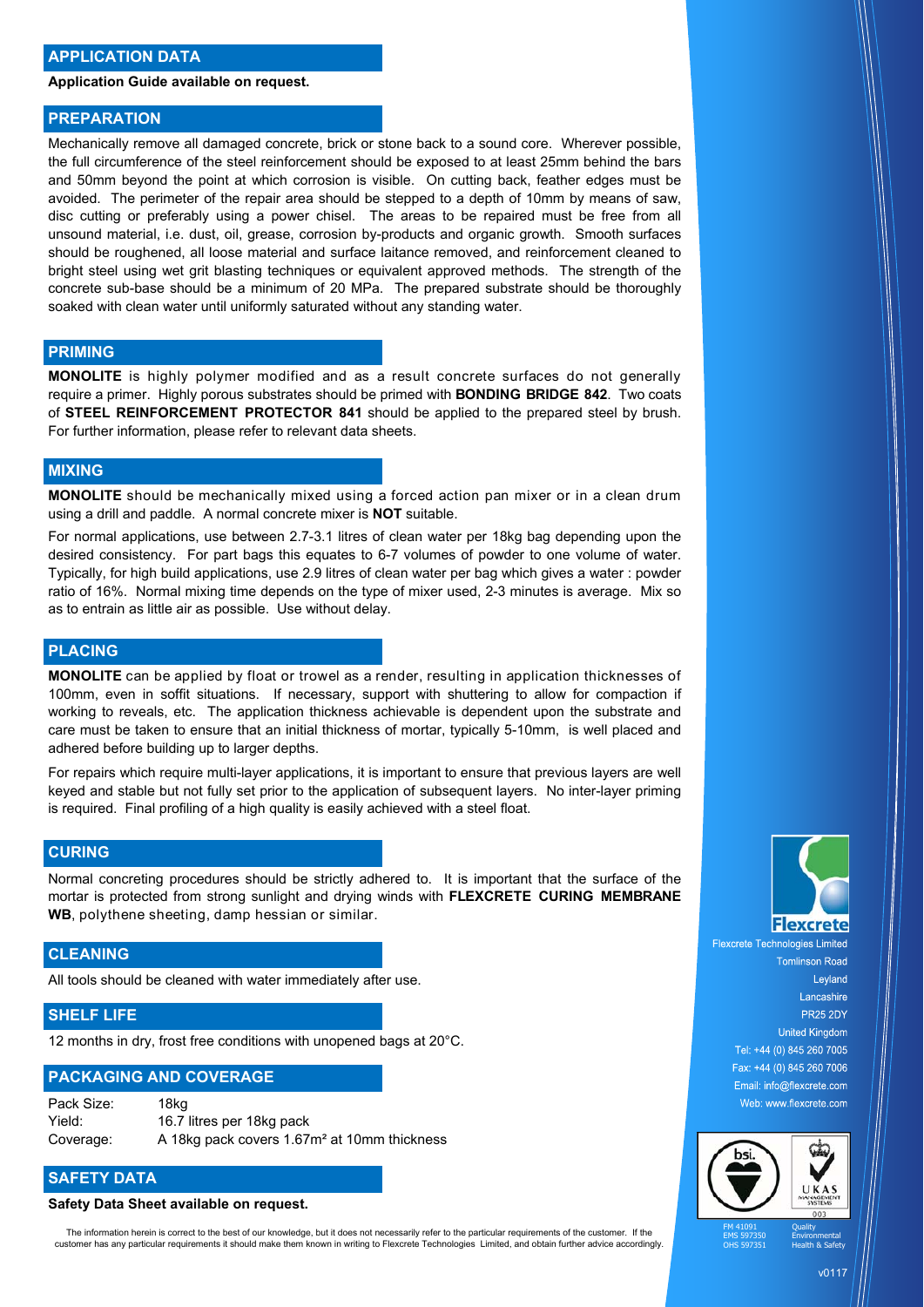## APPLICATION DATA

**Application Guide available on request.**

## PREPARATION

Mechanically remove all damaged concrete, brick or stone back to a sound core. Wherever possible, the full circumference of the steel reinforcement should be exposed to at least 25mm behind the bars and 50mm beyond the point at which corrosion is visible. On cutting back, feather edges must be avoided. The perimeter of the repair area should be stepped to a depth of 10mm by means of saw, disc cutting or preferably using a power chisel. The areas to be repaired must be free from all unsound material, i.e. dust, oil, grease, corrosion by-products and organic growth. Smooth surfaces should be roughened, all loose material and surface laitance removed, and reinforcement cleaned to bright steel using wet grit blasting techniques or equivalent approved methods. The strength of the concrete sub-base should be a minimum of 20 MPa. The prepared substrate should be thoroughly soaked with clean water until uniformly saturated without any standing water.

## PRIMING

**MONOLITE** is highly polymer modified and as a result concrete surfaces do not generally require a primer. Highly porous substrates should be primed with **BONDING BRIDGE 842**. Two coats of **STEEL REINFORCEMENT PROTECTOR 841** should be applied to the prepared steel by brush. For further information, please refer to relevant data sheets.

## MIXING

**MONOLITE** should be mechanically mixed using a forced action pan mixer or in a clean drum using a drill and paddle. A normal concrete mixer is **NOT** suitable.

For normal applications, use between 2.7-3.1 litres of clean water per 18kg bag depending upon the desired consistency. For part bags this equates to 6-7 volumes of powder to one volume of water. Typically, for high build applications, use 2.9 litres of clean water per bag which gives a water : powder ratio of 16%. Normal mixing time depends on the type of mixer used, 2-3 minutes is average. Mix so as to entrain as little air as possible. Use without delay.

## PLACING

**MONOLITE** can be applied by float or trowel as a render, resulting in application thicknesses of 100mm, even in soffit situations. If necessary, support with shuttering to allow for compaction if working to reveals, etc. The application thickness achievable is dependent upon the substrate and care must be taken to ensure that an initial thickness of mortar, typically 5-10mm, is well placed and adhered before building up to larger depths.

For repairs which require multi-layer applications, it is important to ensure that previous layers are well keyed and stable but not fully set prior to the application of subsequent layers. No inter-layer priming is required. Final profiling of a high quality is easily achieved with a steel float.

## CURING

Normal concreting procedures should be strictly adhered to. It is important that the surface of the mortar is protected from strong sunlight and drying winds with **FLEXCRETE CURING MEMBRANE WB**, polythene sheeting, damp hessian or similar.

## CLEANING

All tools should be cleaned with water immediately after use.

## SHELF LIFE

12 months in dry, frost free conditions with unopened bags at 20°C.

## PACKAGING AND COVERAGE

| | |
|---|---|
| Pack Size: | 18kg |
| Yield: | 16.7 litres per 18kg pack |
| Coverage: | A 18kg pack covers 1.67m² at 10mm thickness |

## SAFETY DATA

**Safety Data Sheet available on request.**

The information herein is correct to the best of our knowledge, but it does not necessarily refer to the particular requirements of the customer. If the customer has any particular requirements it should make them known in writing to Flexcrete Technologies Limited, and obtain further advice accordingly.

Flexcrete

Flexcrete Technologies Limited
Tomlinson Road
Leyland
Lancashire
PR25 2DY
United Kingdom
Tel: +44 (0) 845 260 7005
Fax: +44 (0) 845 260 7006
Email: info@flexcrete.com
Web: www.flexcrete.com

FM 41091
EMS 597350
OHS 597351

Quality
Environmental
Health & Safety

v0117